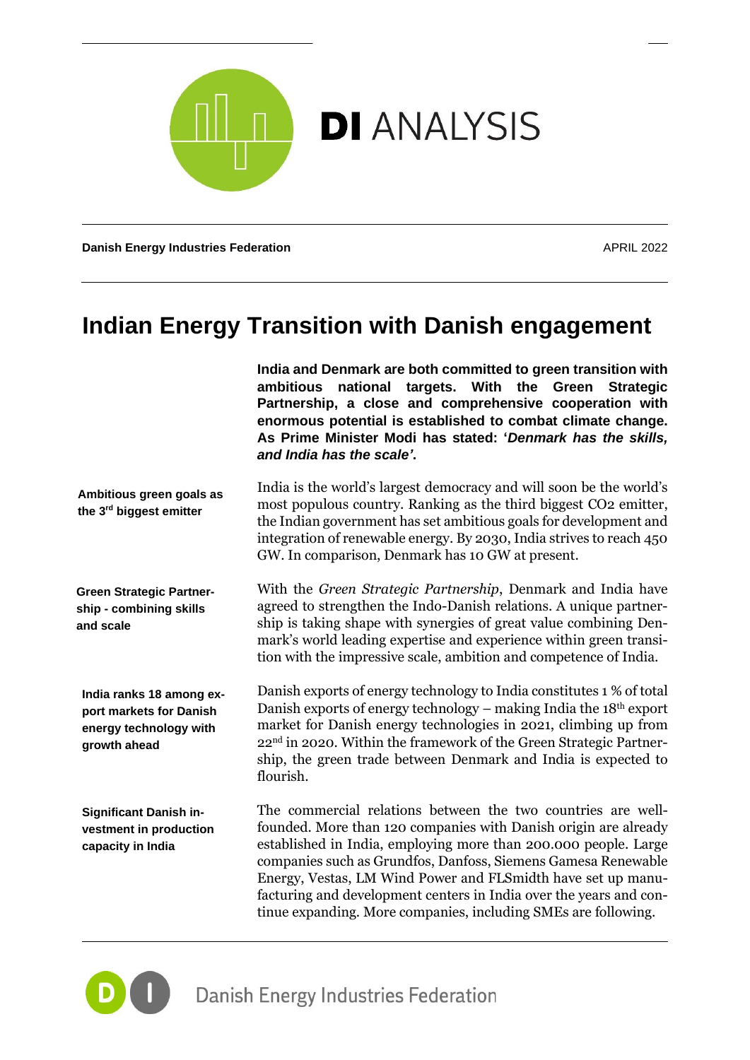# DI ANALYSIS

**Danish Energy Industries Federation**

APRIL 2022

# Indian Energy Transition with Danish engagement

**India and Denmark are both committed to green transition with ambitious national targets. With the Green Strategic Partnership, a close and comprehensive cooperation with enormous potential is established to combat climate change. As Prime Minister Modi has stated: '*Denmark has the skills, and India has the scale'*.**

**Ambitious green goals as the 3rd biggest emitter**

India is the world's largest democracy and will soon be the world's most populous country. Ranking as the third biggest $CO_2$ emitter, the Indian government has set ambitious goals for development and integration of renewable energy. By 2030, India strives to reach 450 GW. In comparison, Denmark has 10 GW at present.

**Green Strategic Partnership - combining skills and scale**

With the *Green Strategic Partnership*, Denmark and India have agreed to strengthen the Indo-Danish relations. A unique partnership is taking shape with synergies of great value combining Denmark's world leading expertise and experience within green transition with the impressive scale, ambition and competence of India.

**India ranks 18 among export markets for Danish energy technology with growth ahead**

Danish exports of energy technology to India constitutes 1 % of total Danish exports of energy technology – making India the 18th export market for Danish energy technologies in 2021, climbing up from 22nd in 2020. Within the framework of the Green Strategic Partnership, the green trade between Denmark and India is expected to flourish.

**Significant Danish investment in production capacity in India**

The commercial relations between the two countries are well-founded. More than 120 companies with Danish origin are already established in India, employing more than 200.000 people. Large companies such as Grundfos, Danfoss, Siemens Gamesa Renewable Energy, Vestas, LM Wind Power and FLSmidth have set up manufacturing and development centers in India over the years and continue expanding. More companies, including SMEs are following.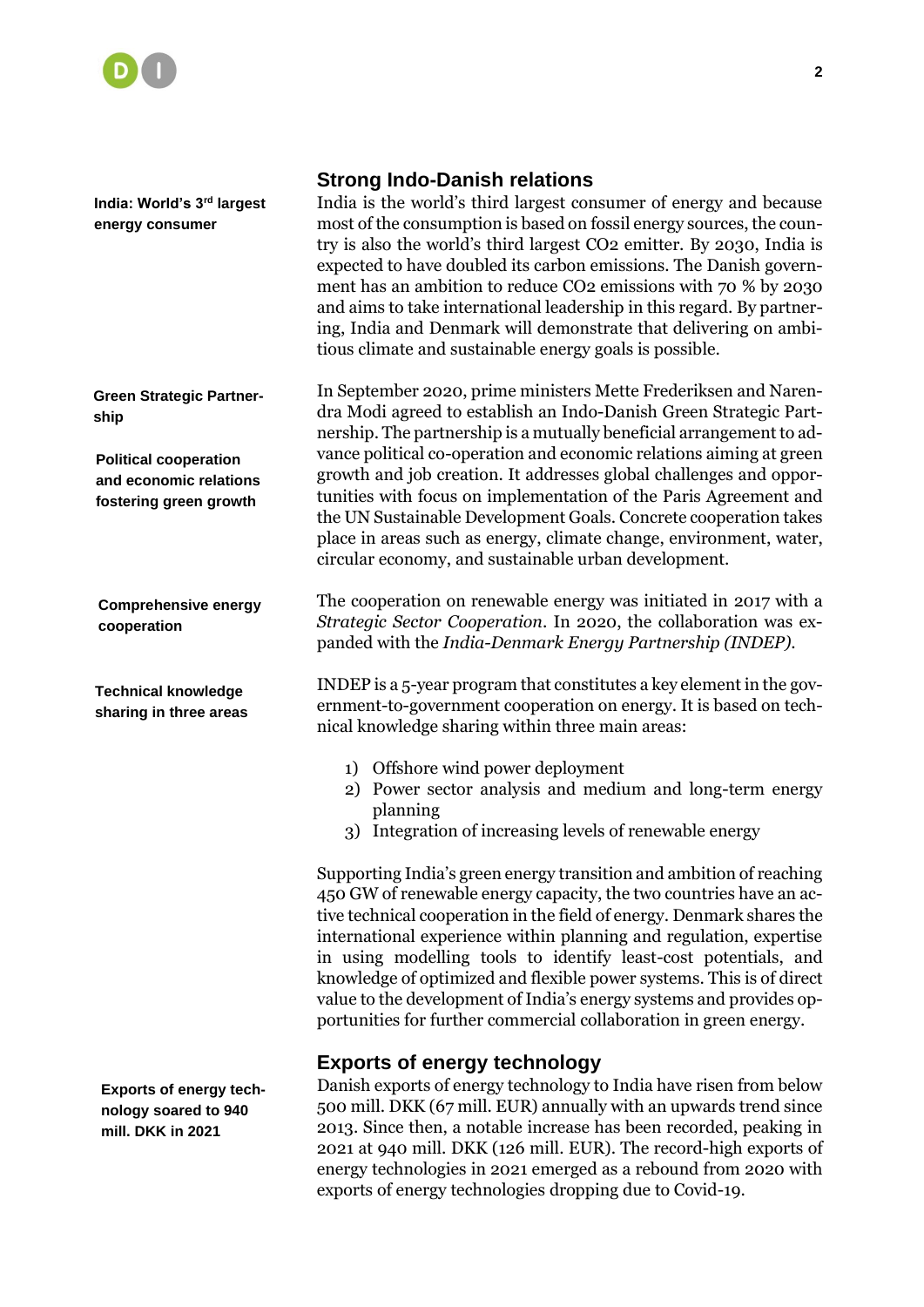## Strong Indo-Danish relations

**India: World's 3rd largest energy consumer**

India is the world's third largest consumer of energy and because most of the consumption is based on fossil energy sources, the country is also the world's third largest $CO_2$ emitter. By 2030, India is expected to have doubled its carbon emissions. The Danish government has an ambition to reduce $CO_2$ emissions with 70 % by 2030 and aims to take international leadership in this regard. By partnering, India and Denmark will demonstrate that delivering on ambitious climate and sustainable energy goals is possible.

**Green Strategic Partnership**

**Political cooperation and economic relations fostering green growth**

In September 2020, prime ministers Mette Frederiksen and Narendra Modi agreed to establish an Indo-Danish Green Strategic Partnership. The partnership is a mutually beneficial arrangement to advance political co-operation and economic relations aiming at green growth and job creation. It addresses global challenges and opportunities with focus on implementation of the Paris Agreement and the UN Sustainable Development Goals. Concrete cooperation takes place in areas such as energy, climate change, environment, water, circular economy, and sustainable urban development.

**Comprehensive energy cooperation**

The cooperation on renewable energy was initiated in 2017 with a *Strategic Sector Cooperation*. In 2020, the collaboration was expanded with the *India-Denmark Energy Partnership (INDEP)*.

**Technical knowledge sharing in three areas**

INDEP is a 5-year program that constitutes a key element in the government-to-government cooperation on energy. It is based on technical knowledge sharing within three main areas:

1) Offshore wind power deployment
2) Power sector analysis and medium and long-term energy planning
3) Integration of increasing levels of renewable energy

Supporting India's green energy transition and ambition of reaching 450 GW of renewable energy capacity, the two countries have an active technical cooperation in the field of energy. Denmark shares the international experience within planning and regulation, expertise in using modelling tools to identify least-cost potentials, and knowledge of optimized and flexible power systems. This is of direct value to the development of India's energy systems and provides opportunities for further commercial collaboration in green energy.

## Exports of energy technology

**Exports of energy technology soared to 940 mill. DKK in 2021**

Danish exports of energy technology to India have risen from below 500 mill. DKK (67 mill. EUR) annually with an upwards trend since 2013. Since then, a notable increase has been recorded, peaking in 2021 at 940 mill. DKK (126 mill. EUR). The record-high exports of energy technologies in 2021 emerged as a rebound from 2020 with exports of energy technologies dropping due to Covid-19.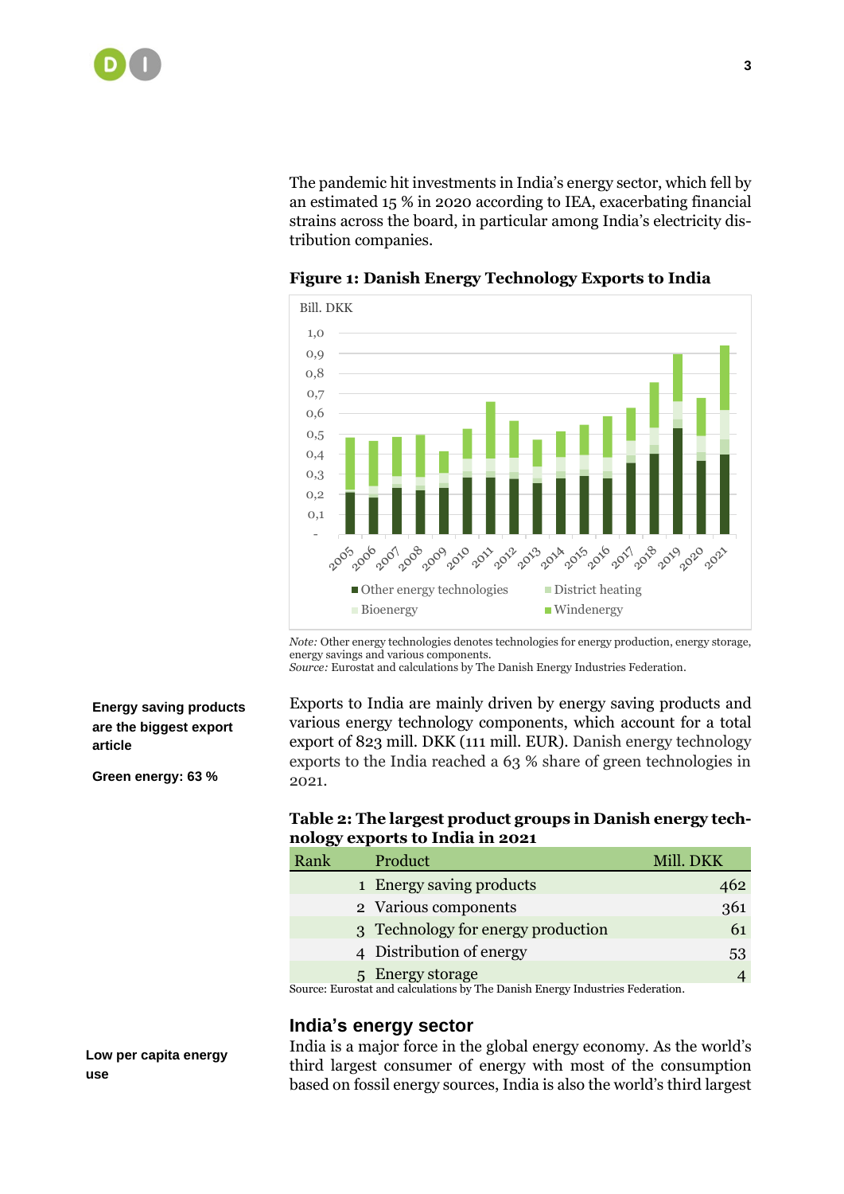The pandemic hit investments in India's energy sector, which fell by an estimated 15 % in 2020 according to IEA, exacerbating financial strains across the board, in particular among India's electricity distribution companies.

**Figure 1: Danish Energy Technology Exports to India**

*Note:* Other energy technologies denotes technologies for energy production, energy storage, energy savings and various components.
*Source:* Eurostat and calculations by The Danish Energy Industries Federation.

**Energy saving products are the biggest export article**

**Green energy: 63 %**

Exports to India are mainly driven by energy saving products and various energy technology components, which account for a total export of 823 mill. DKK (111 mill. EUR). Danish energy technology exports to the India reached a 63 % share of green technologies in 2021.

**Table 2: The largest product groups in Danish energy technology exports to India in 2021**

| Rank | Product | Mill. DKK |
|---|---|---|
| 1 | Energy saving products | 462 |
| 2 | Various components | 361 |
| 3 | Technology for energy production | 61 |
| 4 | Distribution of energy | 53 |
| 5 | Energy storage | 4 |

Source: Eurostat and calculations by The Danish Energy Industries Federation.

## India's energy sector

**Low per capita energy use**

India is a major force in the global energy economy. As the world's third largest consumer of energy with most of the consumption based on fossil energy sources, India is also the world's third largest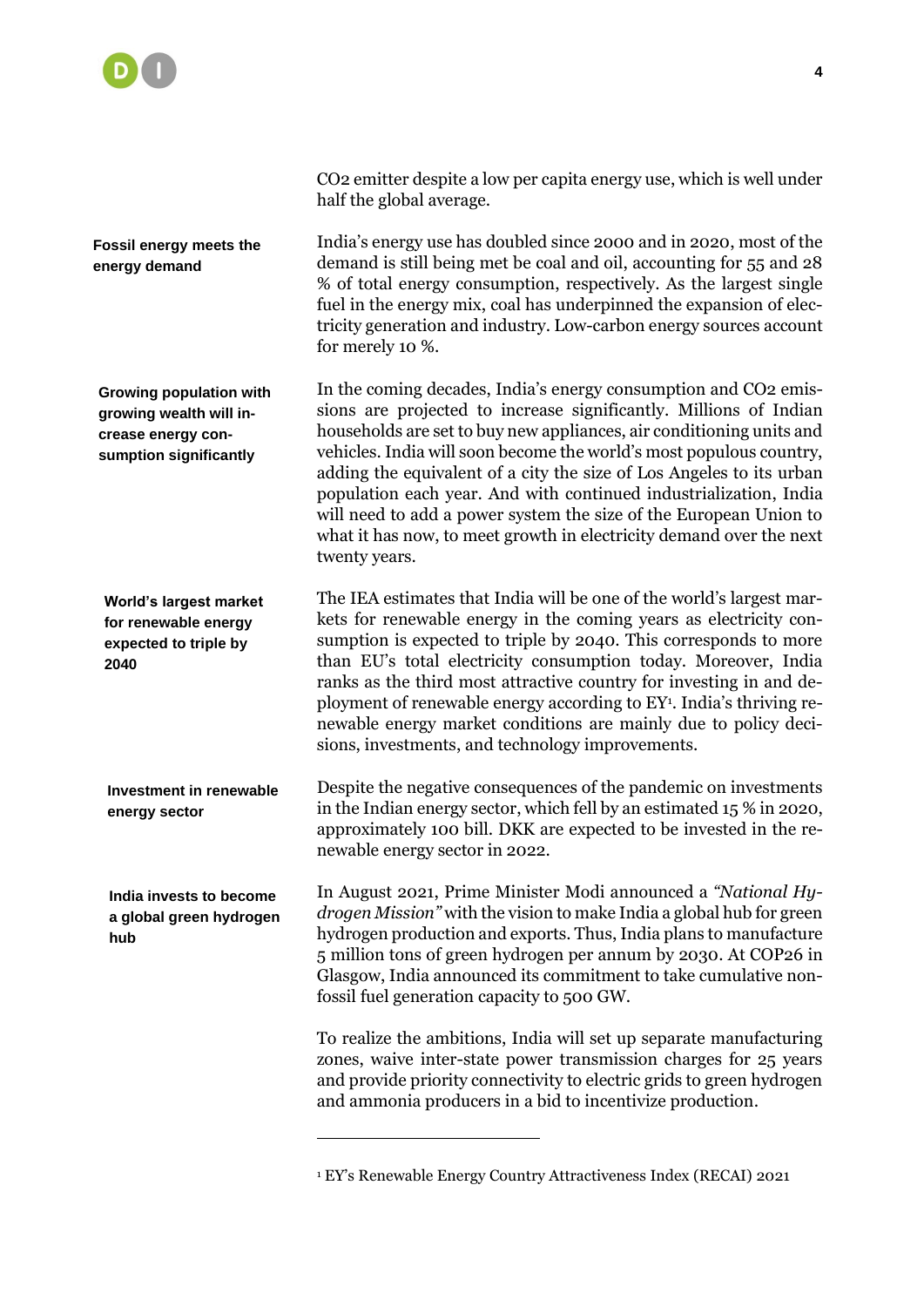CO2 emitter despite a low per capita energy use, which is well under half the global average.

**Fossil energy meets the energy demand**

India's energy use has doubled since 2000 and in 2020, most of the demand is still being met be coal and oil, accounting for 55 and 28 % of total energy consumption, respectively. As the largest single fuel in the energy mix, coal has underpinned the expansion of electricity generation and industry. Low-carbon energy sources account for merely 10 %.

**Growing population with growing wealth will increase energy consumption significantly**

In the coming decades, India's energy consumption and CO2 emissions are projected to increase significantly. Millions of Indian households are set to buy new appliances, air conditioning units and vehicles. India will soon become the world's most populous country, adding the equivalent of a city the size of Los Angeles to its urban population each year. And with continued industrialization, India will need to add a power system the size of the European Union to what it has now, to meet growth in electricity demand over the next twenty years.

**World's largest market for renewable energy expected to triple by 2040**

The IEA estimates that India will be one of the world's largest markets for renewable energy in the coming years as electricity consumption is expected to triple by 2040. This corresponds to more than EU's total electricity consumption today. Moreover, India ranks as the third most attractive country for investing in and deployment of renewable energy according to EY[1]. India's thriving renewable energy market conditions are mainly due to policy decisions, investments, and technology improvements.

**Investment in renewable energy sector**

Despite the negative consequences of the pandemic on investments in the Indian energy sector, which fell by an estimated 15 % in 2020, approximately 100 bill. DKK are expected to be invested in the renewable energy sector in 2022.

**India invests to become a global green hydrogen hub**

In August 2021, Prime Minister Modi announced a *"National Hydrogen Mission"* with the vision to make India a global hub for green hydrogen production and exports. Thus, India plans to manufacture 5 million tons of green hydrogen per annum by 2030. At COP26 in Glasgow, India announced its commitment to take cumulative non-fossil fuel generation capacity to 500 GW.

To realize the ambitions, India will set up separate manufacturing zones, waive inter-state power transmission charges for 25 years and provide priority connectivity to electric grids to green hydrogen and ammonia producers in a bid to incentivize production.

---

[1] EY's Renewable Energy Country Attractiveness Index (RECAI) 2021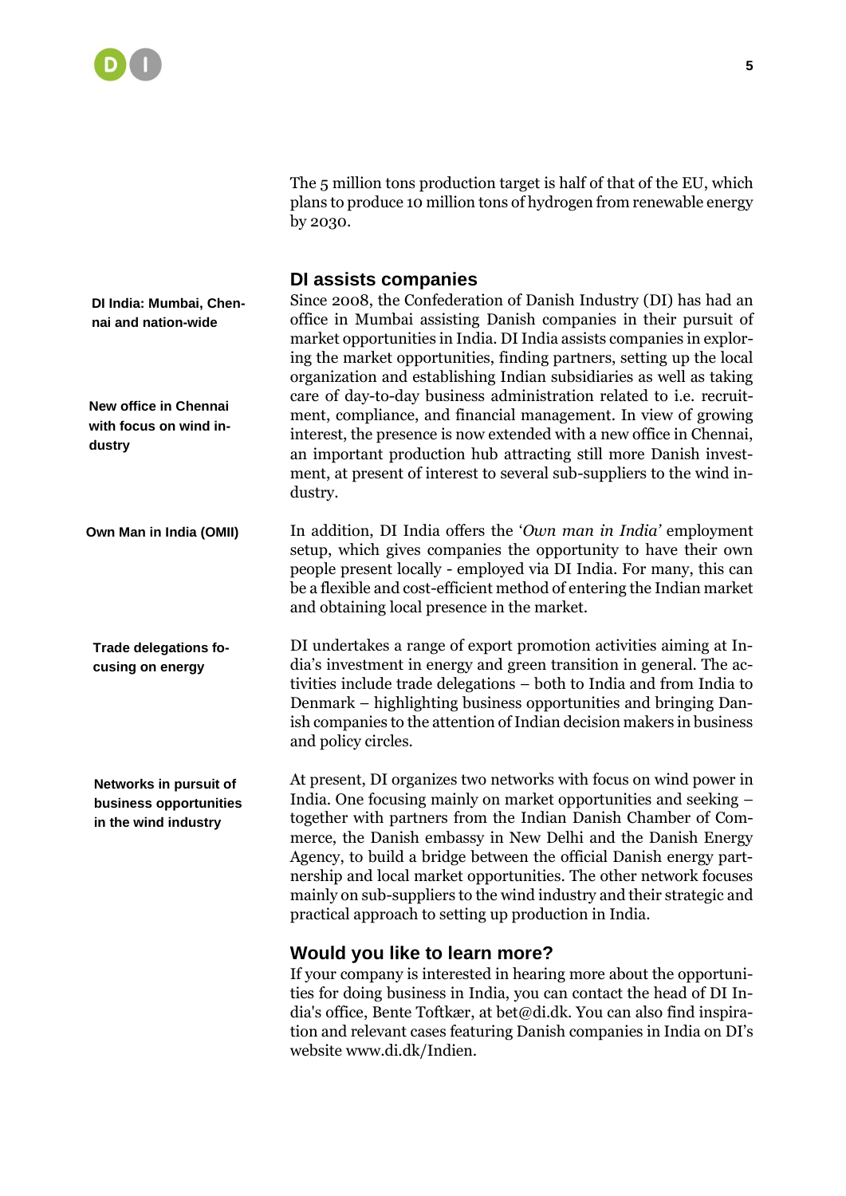The 5 million tons production target is half of that of the EU, which plans to produce 10 million tons of hydrogen from renewable energy by 2030.

## DI assists companies

**DI India: Mumbai, Chennai and nation-wide**

Since 2008, the Confederation of Danish Industry (DI) has had an office in Mumbai assisting Danish companies in their pursuit of market opportunities in India. DI India assists companies in exploring the market opportunities, finding partners, setting up the local organization and establishing Indian subsidiaries as well as taking care of day-to-day business administration related to i.e. recruitment, compliance, and financial management. In view of growing interest, the presence is now extended with a new office in Chennai, an important production hub attracting still more Danish investment, at present of interest to several sub-suppliers to the wind industry.

**New office in Chennai with focus on wind industry**

**Own Man in India (OMII)**

In addition, DI India offers the '*Own man in India*' employment setup, which gives companies the opportunity to have their own people present locally - employed via DI India. For many, this can be a flexible and cost-efficient method of entering the Indian market and obtaining local presence in the market.

**Trade delegations focusing on energy**

DI undertakes a range of export promotion activities aiming at India's investment in energy and green transition in general. The activities include trade delegations – both to India and from India to Denmark – highlighting business opportunities and bringing Danish companies to the attention of Indian decision makers in business and policy circles.

**Networks in pursuit of business opportunities in the wind industry**

At present, DI organizes two networks with focus on wind power in India. One focusing mainly on market opportunities and seeking – together with partners from the Indian Danish Chamber of Commerce, the Danish embassy in New Delhi and the Danish Energy Agency, to build a bridge between the official Danish energy partnership and local market opportunities. The other network focuses mainly on sub-suppliers to the wind industry and their strategic and practical approach to setting up production in India.

## Would you like to learn more?

If your company is interested in hearing more about the opportunities for doing business in India, you can contact the head of DI India's office, Bente Toftkær, at bet@di.dk. You can also find inspiration and relevant cases featuring Danish companies in India on DI's website www.di.dk/Indien.